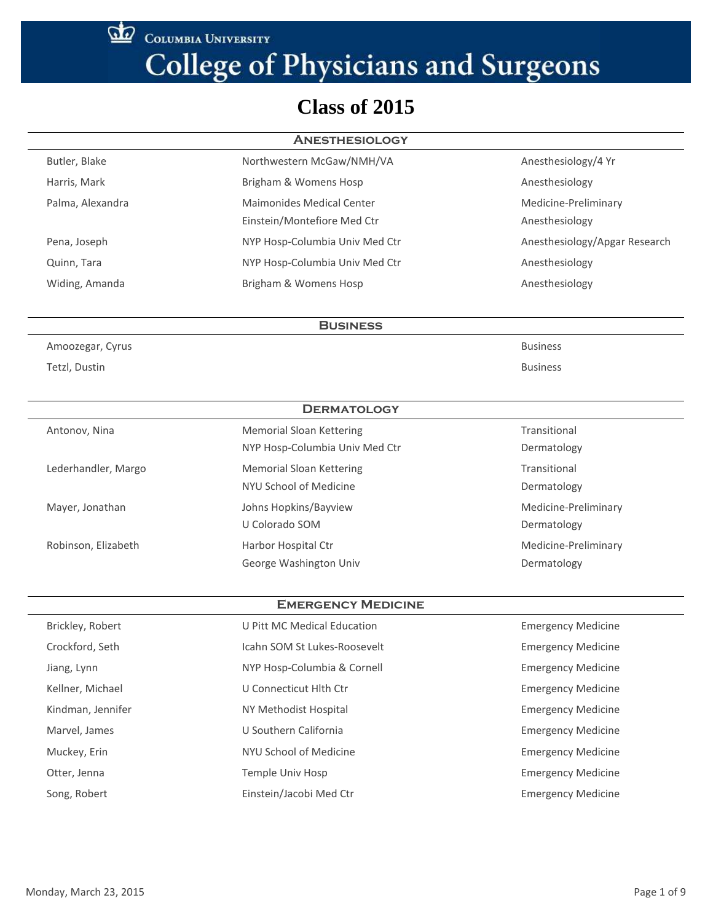Columbia University

# College of Physicians and Surgeons

## Class of 2015

### Anesthesiology

| Name | Institution | Program |
|---|---|---|
| Butler, Blake | Northwestern McGaw/NMH/VA | Anesthesiology/4 Yr |
| Harris, Mark | Brigham & Womens Hosp | Anesthesiology |
| Palma, Alexandra | Maimonides Medical Center | Medicine-Preliminary |
| | Einstein/Montefiore Med Ctr | Anesthesiology |
| Pena, Joseph | NYP Hosp-Columbia Univ Med Ctr | Anesthesiology/Apgar Research |
| Quinn, Tara | NYP Hosp-Columbia Univ Med Ctr | Anesthesiology |
| Widing, Amanda | Brigham & Womens Hosp | Anesthesiology |

### Business

| Name | Institution | Program |
|---|---|---|
| Amoozegar, Cyrus | | Business |
| Tetzl, Dustin | | Business |

### Dermatology

| Name | Institution | Program |
|---|---|---|
| Antonov, Nina | Memorial Sloan Kettering | Transitional |
| | NYP Hosp-Columbia Univ Med Ctr | Dermatology |
| Lederhandler, Margo | Memorial Sloan Kettering | Transitional |
| | NYU School of Medicine | Dermatology |
| Mayer, Jonathan | Johns Hopkins/Bayview | Medicine-Preliminary |
| | U Colorado SOM | Dermatology |
| Robinson, Elizabeth | Harbor Hospital Ctr | Medicine-Preliminary |
| | George Washington Univ | Dermatology |

### Emergency Medicine

| Name | Institution | Program |
|---|---|---|
| Brickley, Robert | U Pitt MC Medical Education | Emergency Medicine |
| Crockford, Seth | Icahn SOM St Lukes-Roosevelt | Emergency Medicine |
| Jiang, Lynn | NYP Hosp-Columbia & Cornell | Emergency Medicine |
| Kellner, Michael | U Connecticut Hlth Ctr | Emergency Medicine |
| Kindman, Jennifer | NY Methodist Hospital | Emergency Medicine |
| Marvel, James | U Southern California | Emergency Medicine |
| Muckey, Erin | NYU School of Medicine | Emergency Medicine |
| Otter, Jenna | Temple Univ Hosp | Emergency Medicine |
| Song, Robert | Einstein/Jacobi Med Ctr | Emergency Medicine |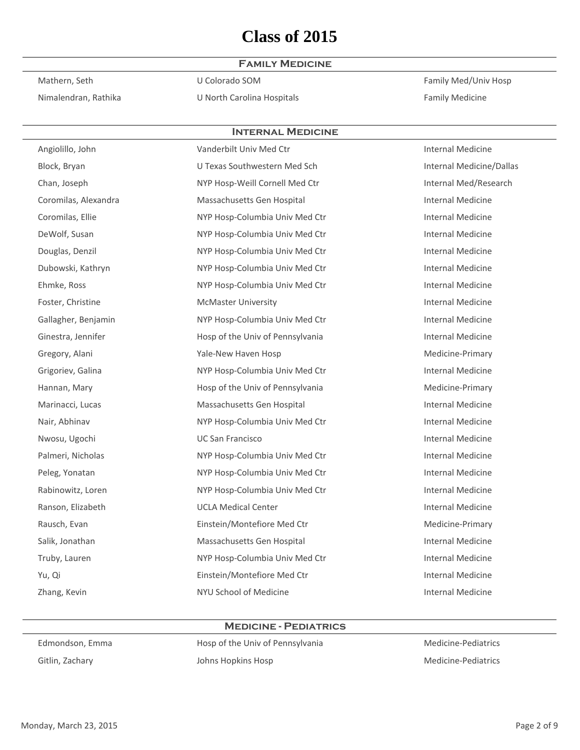# Class of 2015

## Family Medicine

| Name | Institution | Program |
| --- | --- | --- |
| Mathern, Seth | U Colorado SOM | Family Med/Univ Hosp |
| Nimalendran, Rathika | U North Carolina Hospitals | Family Medicine |

## Internal Medicine

| Name | Institution | Program |
| --- | --- | --- |
| Angiolillo, John | Vanderbilt Univ Med Ctr | Internal Medicine |
| Block, Bryan | U Texas Southwestern Med Sch | Internal Medicine/Dallas |
| Chan, Joseph | NYP Hosp-Weill Cornell Med Ctr | Internal Med/Research |
| Coromilas, Alexandra | Massachusetts Gen Hospital | Internal Medicine |
| Coromilas, Ellie | NYP Hosp-Columbia Univ Med Ctr | Internal Medicine |
| DeWolf, Susan | NYP Hosp-Columbia Univ Med Ctr | Internal Medicine |
| Douglas, Denzil | NYP Hosp-Columbia Univ Med Ctr | Internal Medicine |
| Dubowski, Kathryn | NYP Hosp-Columbia Univ Med Ctr | Internal Medicine |
| Ehmke, Ross | NYP Hosp-Columbia Univ Med Ctr | Internal Medicine |
| Foster, Christine | McMaster University | Internal Medicine |
| Gallagher, Benjamin | NYP Hosp-Columbia Univ Med Ctr | Internal Medicine |
| Ginestra, Jennifer | Hosp of the Univ of Pennsylvania | Internal Medicine |
| Gregory, Alani | Yale-New Haven Hosp | Medicine-Primary |
| Grigoriev, Galina | NYP Hosp-Columbia Univ Med Ctr | Internal Medicine |
| Hannan, Mary | Hosp of the Univ of Pennsylvania | Medicine-Primary |
| Marinacci, Lucas | Massachusetts Gen Hospital | Internal Medicine |
| Nair, Abhinav | NYP Hosp-Columbia Univ Med Ctr | Internal Medicine |
| Nwosu, Ugochi | UC San Francisco | Internal Medicine |
| Palmeri, Nicholas | NYP Hosp-Columbia Univ Med Ctr | Internal Medicine |
| Peleg, Yonatan | NYP Hosp-Columbia Univ Med Ctr | Internal Medicine |
| Rabinowitz, Loren | NYP Hosp-Columbia Univ Med Ctr | Internal Medicine |
| Ranson, Elizabeth | UCLA Medical Center | Internal Medicine |
| Rausch, Evan | Einstein/Montefiore Med Ctr | Medicine-Primary |
| Salik, Jonathan | Massachusetts Gen Hospital | Internal Medicine |
| Truby, Lauren | NYP Hosp-Columbia Univ Med Ctr | Internal Medicine |
| Yu, Qi | Einstein/Montefiore Med Ctr | Internal Medicine |
| Zhang, Kevin | NYU School of Medicine | Internal Medicine |

## Medicine - Pediatrics

| Name | Institution | Program |
| --- | --- | --- |
| Edmondson, Emma | Hosp of the Univ of Pennsylvania | Medicine-Pediatrics |
| Gitlin, Zachary | Johns Hopkins Hosp | Medicine-Pediatrics |

Monday, March 23, 2015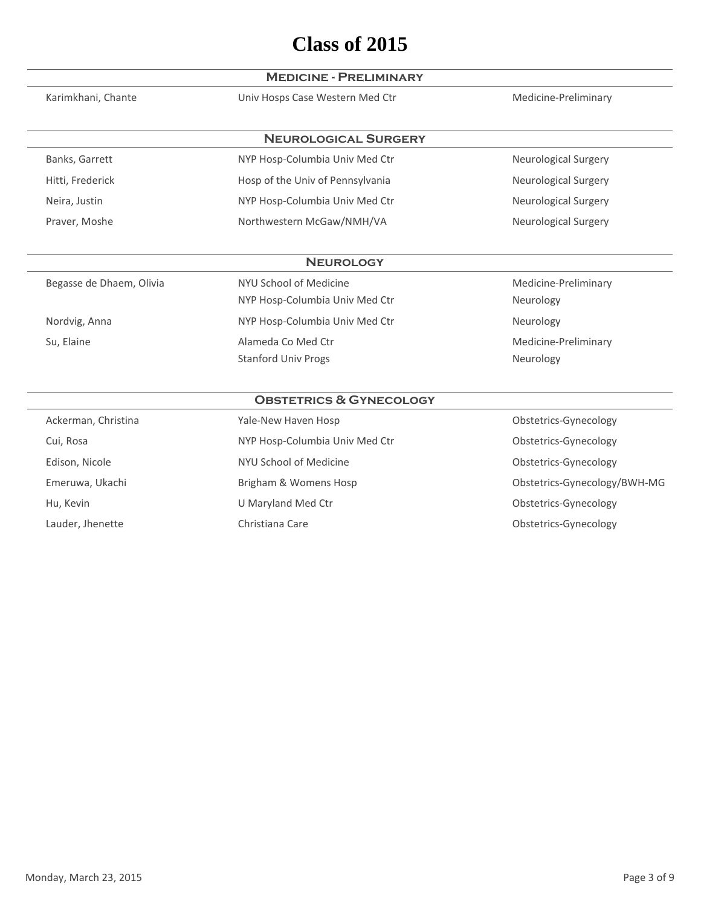# Class of 2015

## Medicine - Preliminary

| | | |
|---|---|---|
| Karimkhani, Chante | Univ Hosps Case Western Med Ctr | Medicine-Preliminary |

## Neurological Surgery

| | | |
|---|---|---|
| Banks, Garrett | NYP Hosp-Columbia Univ Med Ctr | Neurological Surgery |
| Hitti, Frederick | Hosp of the Univ of Pennsylvania | Neurological Surgery |
| Neira, Justin | NYP Hosp-Columbia Univ Med Ctr | Neurological Surgery |
| Praver, Moshe | Northwestern McGaw/NMH/VA | Neurological Surgery |

## Neurology

| | | |
|---|---|---|
| Begasse de Dhaem, Olivia | NYU School of Medicine | Medicine-Preliminary |
| | NYP Hosp-Columbia Univ Med Ctr | Neurology |
| Nordvig, Anna | NYP Hosp-Columbia Univ Med Ctr | Neurology |
| Su, Elaine | Alameda Co Med Ctr | Medicine-Preliminary |
| | Stanford Univ Progs | Neurology |

## Obstetrics & Gynecology

| | | |
|---|---|---|
| Ackerman, Christina | Yale-New Haven Hosp | Obstetrics-Gynecology |
| Cui, Rosa | NYP Hosp-Columbia Univ Med Ctr | Obstetrics-Gynecology |
| Edison, Nicole | NYU School of Medicine | Obstetrics-Gynecology |
| Emeruwa, Ukachi | Brigham & Womens Hosp | Obstetrics-Gynecology/BWH-MG |
| Hu, Kevin | U Maryland Med Ctr | Obstetrics-Gynecology |
| Lauder, Jhenette | Christiana Care | Obstetrics-Gynecology |

Monday, March 23, 2015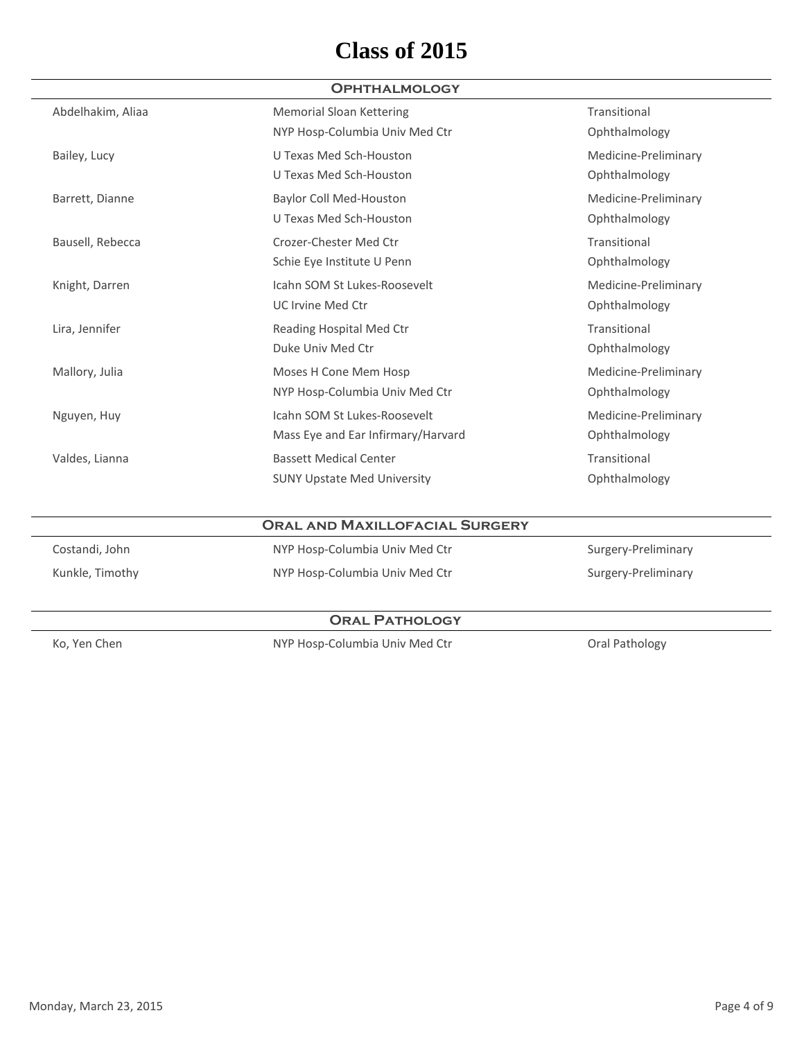# Class of 2015

## Ophthalmology

| Name | Institution | Program |
|---|---|---|
| Abdelhakim, Aliaa | Memorial Sloan Kettering | Transitional |
| | NYP Hosp-Columbia Univ Med Ctr | Ophthalmology |
| Bailey, Lucy | U Texas Med Sch-Houston | Medicine-Preliminary |
| | U Texas Med Sch-Houston | Ophthalmology |
| Barrett, Dianne | Baylor Coll Med-Houston | Medicine-Preliminary |
| | U Texas Med Sch-Houston | Ophthalmology |
| Bausell, Rebecca | Crozer-Chester Med Ctr | Transitional |
| | Schie Eye Institute U Penn | Ophthalmology |
| Knight, Darren | Icahn SOM St Lukes-Roosevelt | Medicine-Preliminary |
| | UC Irvine Med Ctr | Ophthalmology |
| Lira, Jennifer | Reading Hospital Med Ctr | Transitional |
| | Duke Univ Med Ctr | Ophthalmology |
| Mallory, Julia | Moses H Cone Mem Hosp | Medicine-Preliminary |
| | NYP Hosp-Columbia Univ Med Ctr | Ophthalmology |
| Nguyen, Huy | Icahn SOM St Lukes-Roosevelt | Medicine-Preliminary |
| | Mass Eye and Ear Infirmary/Harvard | Ophthalmology |
| Valdes, Lianna | Bassett Medical Center | Transitional |
| | SUNY Upstate Med University | Ophthalmology |

## Oral and Maxillofacial Surgery

| Name | Institution | Program |
|---|---|---|
| Costandi, John | NYP Hosp-Columbia Univ Med Ctr | Surgery-Preliminary |
| Kunkle, Timothy | NYP Hosp-Columbia Univ Med Ctr | Surgery-Preliminary |

## Oral Pathology

| Name | Institution | Program |
|---|---|---|
| Ko, Yen Chen | NYP Hosp-Columbia Univ Med Ctr | Oral Pathology |

Monday, March 23, 2015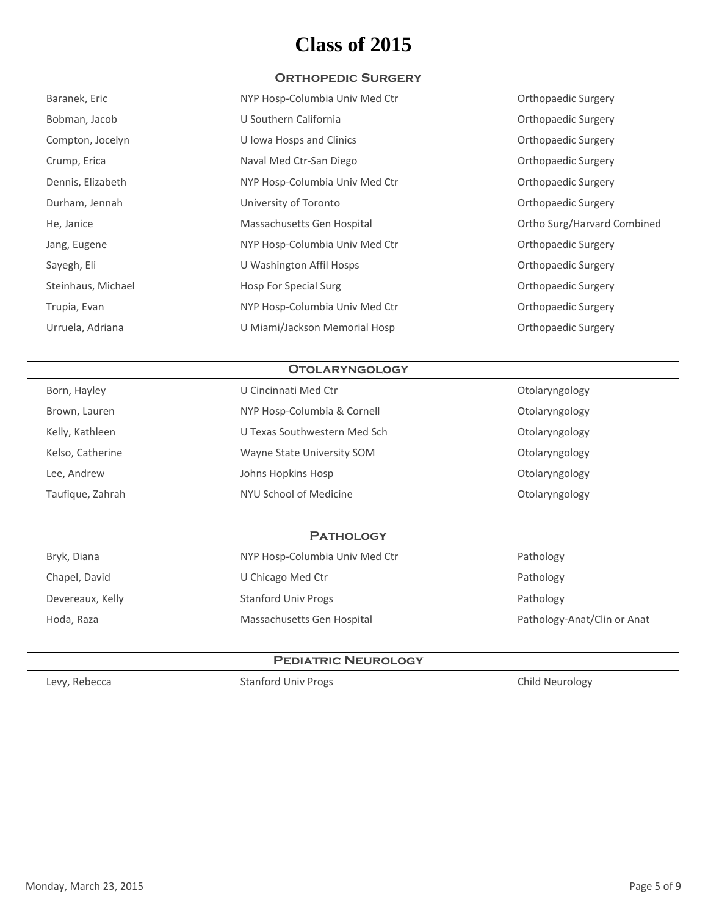# Class of 2015

## Orthopedic Surgery

| | | |
|---|---|---|
| Baranek, Eric | NYP Hosp-Columbia Univ Med Ctr | Orthopaedic Surgery |
| Bobman, Jacob | U Southern California | Orthopaedic Surgery |
| Compton, Jocelyn | U Iowa Hosps and Clinics | Orthopaedic Surgery |
| Crump, Erica | Naval Med Ctr-San Diego | Orthopaedic Surgery |
| Dennis, Elizabeth | NYP Hosp-Columbia Univ Med Ctr | Orthopaedic Surgery |
| Durham, Jennah | University of Toronto | Orthopaedic Surgery |
| He, Janice | Massachusetts Gen Hospital | Ortho Surg/Harvard Combined |
| Jang, Eugene | NYP Hosp-Columbia Univ Med Ctr | Orthopaedic Surgery |
| Sayegh, Eli | U Washington Affil Hosps | Orthopaedic Surgery |
| Steinhaus, Michael | Hosp For Special Surg | Orthopaedic Surgery |
| Trupia, Evan | NYP Hosp-Columbia Univ Med Ctr | Orthopaedic Surgery |
| Urruela, Adriana | U Miami/Jackson Memorial Hosp | Orthopaedic Surgery |

## Otolaryngology

| | | |
|---|---|---|
| Born, Hayley | U Cincinnati Med Ctr | Otolaryngology |
| Brown, Lauren | NYP Hosp-Columbia & Cornell | Otolaryngology |
| Kelly, Kathleen | U Texas Southwestern Med Sch | Otolaryngology |
| Kelso, Catherine | Wayne State University SOM | Otolaryngology |
| Lee, Andrew | Johns Hopkins Hosp | Otolaryngology |
| Taufique, Zahrah | NYU School of Medicine | Otolaryngology |

## Pathology

| | | |
|---|---|---|
| Bryk, Diana | NYP Hosp-Columbia Univ Med Ctr | Pathology |
| Chapel, David | U Chicago Med Ctr | Pathology |
| Devereaux, Kelly | Stanford Univ Progs | Pathology |
| Hoda, Raza | Massachusetts Gen Hospital | Pathology-Anat/Clin or Anat |

## Pediatric Neurology

| | | |
|---|---|---|
| Levy, Rebecca | Stanford Univ Progs | Child Neurology |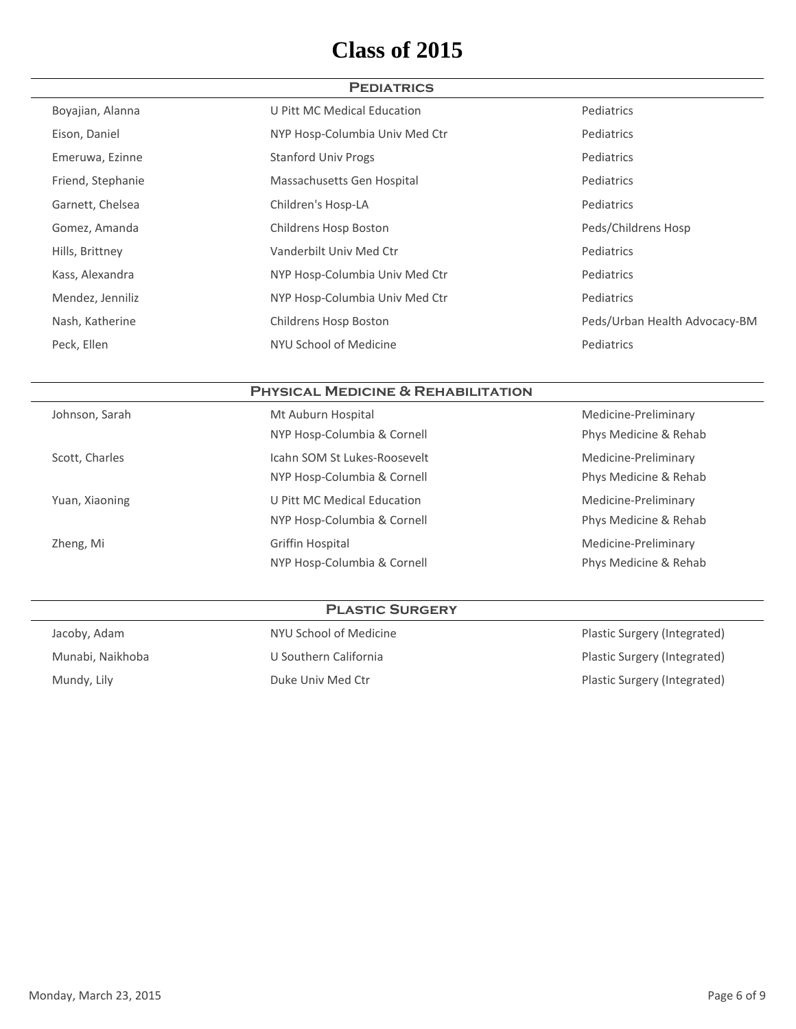# Class of 2015

## Pediatrics

| | | |
|---|---|---|
| Boyajian, Alanna | U Pitt MC Medical Education | Pediatrics |
| Eison, Daniel | NYP Hosp-Columbia Univ Med Ctr | Pediatrics |
| Emeruwa, Ezinne | Stanford Univ Progs | Pediatrics |
| Friend, Stephanie | Massachusetts Gen Hospital | Pediatrics |
| Garnett, Chelsea | Children's Hosp-LA | Pediatrics |
| Gomez, Amanda | Childrens Hosp Boston | Peds/Childrens Hosp |
| Hills, Brittney | Vanderbilt Univ Med Ctr | Pediatrics |
| Kass, Alexandra | NYP Hosp-Columbia Univ Med Ctr | Pediatrics |
| Mendez, Jenniliz | NYP Hosp-Columbia Univ Med Ctr | Pediatrics |
| Nash, Katherine | Childrens Hosp Boston | Peds/Urban Health Advocacy-BM |
| Peck, Ellen | NYU School of Medicine | Pediatrics |

## Physical Medicine & Rehabilitation

| | | |
|---|---|---|
| Johnson, Sarah | Mt Auburn Hospital | Medicine-Preliminary |
| | NYP Hosp-Columbia & Cornell | Phys Medicine & Rehab |
| Scott, Charles | Icahn SOM St Lukes-Roosevelt | Medicine-Preliminary |
| | NYP Hosp-Columbia & Cornell | Phys Medicine & Rehab |
| Yuan, Xiaoning | U Pitt MC Medical Education | Medicine-Preliminary |
| | NYP Hosp-Columbia & Cornell | Phys Medicine & Rehab |
| Zheng, Mi | Griffin Hospital | Medicine-Preliminary |
| | NYP Hosp-Columbia & Cornell | Phys Medicine & Rehab |

## Plastic Surgery

| | | |
|---|---|---|
| Jacoby, Adam | NYU School of Medicine | Plastic Surgery (Integrated) |
| Munabi, Naikhoba | U Southern California | Plastic Surgery (Integrated) |
| Mundy, Lily | Duke Univ Med Ctr | Plastic Surgery (Integrated) |

Monday, March 23, 2015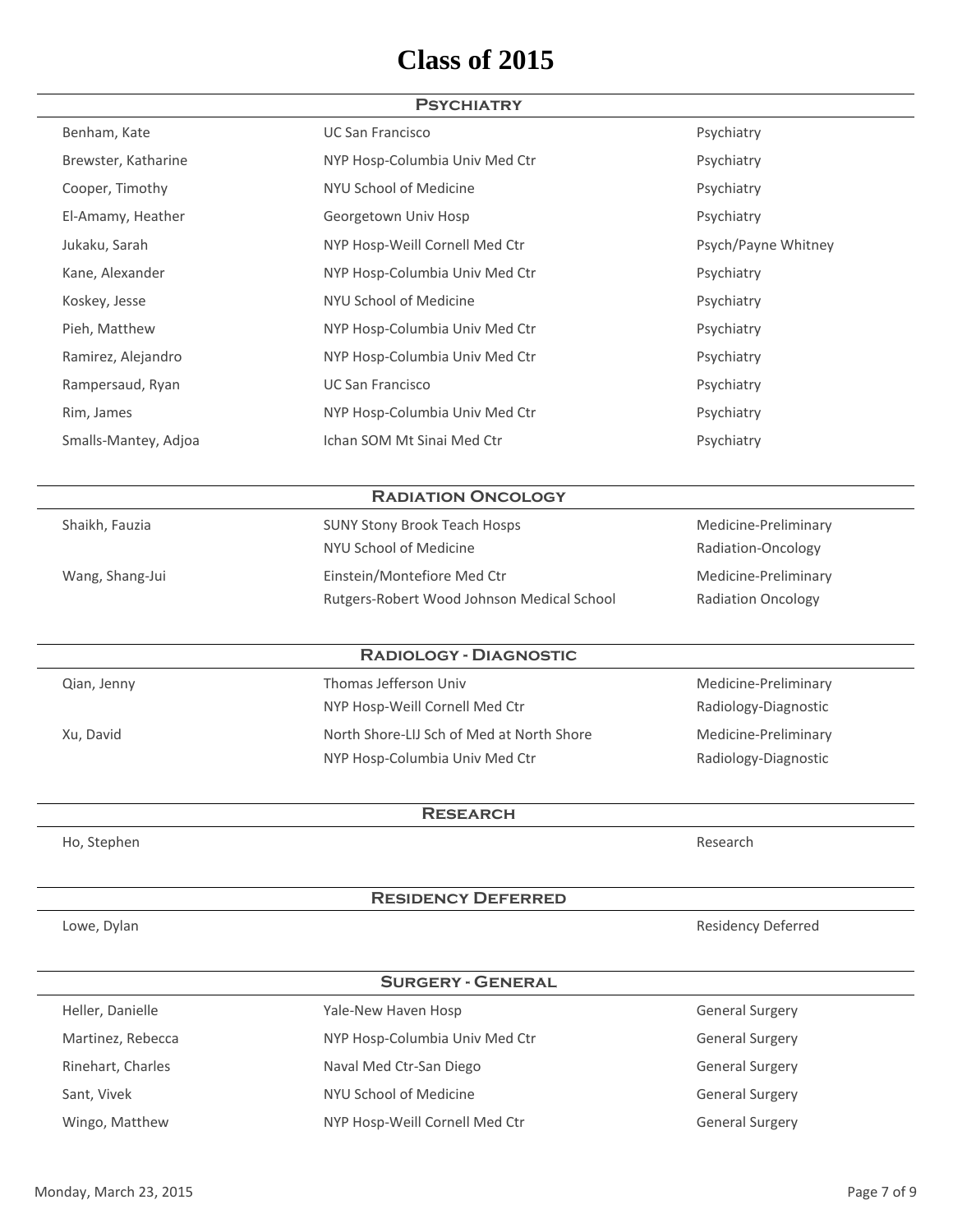# Class of 2015

## Psychiatry

| | | |
|---|---|---|
| Benham, Kate | UC San Francisco | Psychiatry |
| Brewster, Katharine | NYP Hosp-Columbia Univ Med Ctr | Psychiatry |
| Cooper, Timothy | NYU School of Medicine | Psychiatry |
| El-Amamy, Heather | Georgetown Univ Hosp | Psychiatry |
| Jukaku, Sarah | NYP Hosp-Weill Cornell Med Ctr | Psych/Payne Whitney |
| Kane, Alexander | NYP Hosp-Columbia Univ Med Ctr | Psychiatry |
| Koskey, Jesse | NYU School of Medicine | Psychiatry |
| Pieh, Matthew | NYP Hosp-Columbia Univ Med Ctr | Psychiatry |
| Ramirez, Alejandro | NYP Hosp-Columbia Univ Med Ctr | Psychiatry |
| Rampersaud, Ryan | UC San Francisco | Psychiatry |
| Rim, James | NYP Hosp-Columbia Univ Med Ctr | Psychiatry |
| Smalls-Mantey, Adjoa | Ichan SOM Mt Sinai Med Ctr | Psychiatry |

## Radiation Oncology

| | | |
|---|---|---|
| Shaikh, Fauzia | SUNY Stony Brook Teach Hosps | Medicine-Preliminary |
| | NYU School of Medicine | Radiation-Oncology |
| Wang, Shang-Jui | Einstein/Montefiore Med Ctr | Medicine-Preliminary |
| | Rutgers-Robert Wood Johnson Medical School | Radiation Oncology |

## Radiology - Diagnostic

| | | |
|---|---|---|
| Qian, Jenny | Thomas Jefferson Univ | Medicine-Preliminary |
| | NYP Hosp-Weill Cornell Med Ctr | Radiology-Diagnostic |
| Xu, David | North Shore-LIJ Sch of Med at North Shore | Medicine-Preliminary |
| | NYP Hosp-Columbia Univ Med Ctr | Radiology-Diagnostic |

## Research

| | | |
|---|---|---|
| Ho, Stephen | | Research |

## Residency Deferred

| | | |
|---|---|---|
| Lowe, Dylan | | Residency Deferred |

## Surgery - General

| | | |
|---|---|---|
| Heller, Danielle | Yale-New Haven Hosp | General Surgery |
| Martinez, Rebecca | NYP Hosp-Columbia Univ Med Ctr | General Surgery |
| Rinehart, Charles | Naval Med Ctr-San Diego | General Surgery |
| Sant, Vivek | NYU School of Medicine | General Surgery |
| Wingo, Matthew | NYP Hosp-Weill Cornell Med Ctr | General Surgery |

Monday, March 23, 2015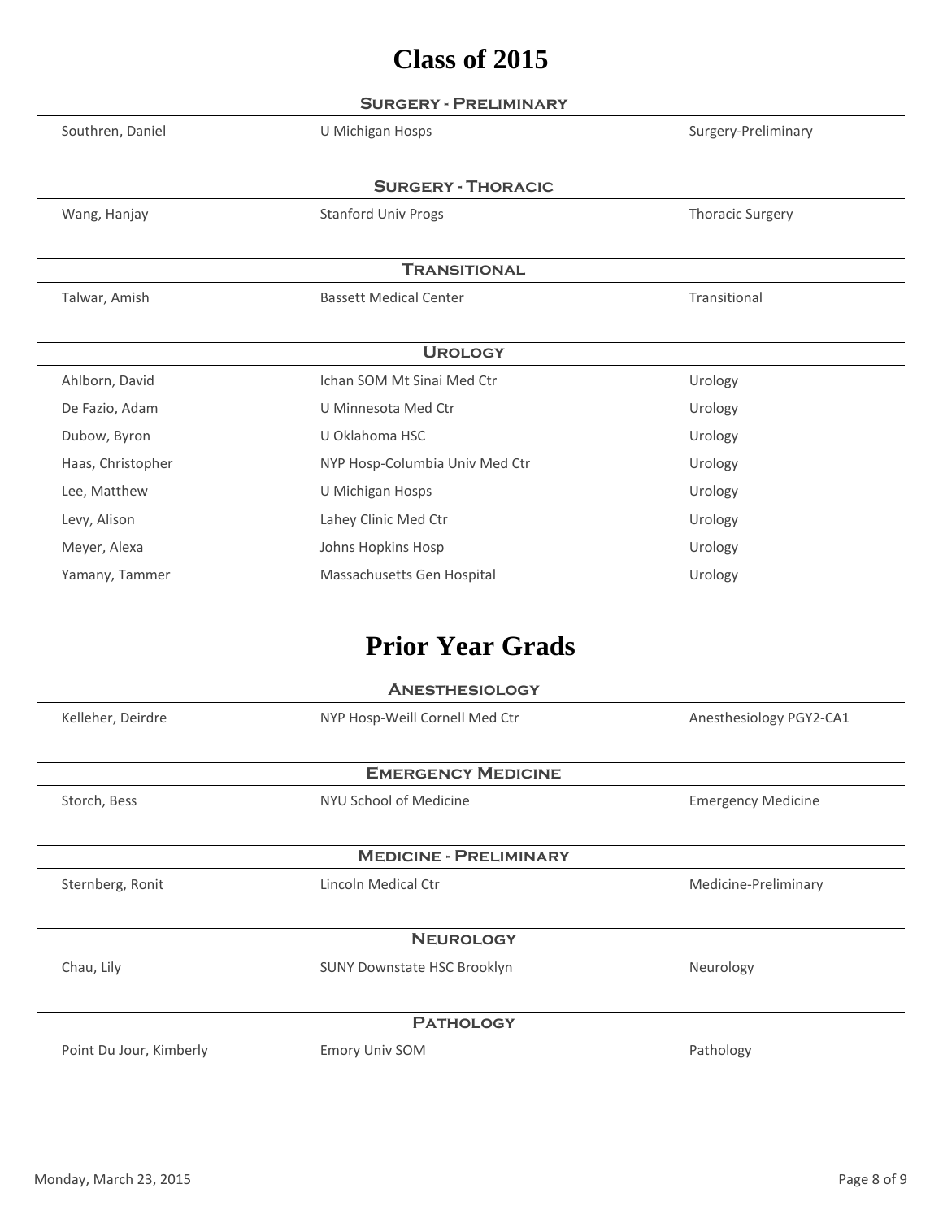# Class of 2015

### Surgery - Preliminary

| | | |
|---|---|---|
| Southren, Daniel | U Michigan Hosps | Surgery-Preliminary |

### Surgery - Thoracic

| | | |
|---|---|---|
| Wang, Hanjay | Stanford Univ Progs | Thoracic Surgery |

### Transitional

| | | |
|---|---|---|
| Talwar, Amish | Bassett Medical Center | Transitional |

### Urology

| | | |
|---|---|---|
| Ahlborn, David | Ichan SOM Mt Sinai Med Ctr | Urology |
| De Fazio, Adam | U Minnesota Med Ctr | Urology |
| Dubow, Byron | U Oklahoma HSC | Urology |
| Haas, Christopher | NYP Hosp-Columbia Univ Med Ctr | Urology |
| Lee, Matthew | U Michigan Hosps | Urology |
| Levy, Alison | Lahey Clinic Med Ctr | Urology |
| Meyer, Alexa | Johns Hopkins Hosp | Urology |
| Yamany, Tammer | Massachusetts Gen Hospital | Urology |

# Prior Year Grads

### Anesthesiology

| | | |
|---|---|---|
| Kelleher, Deirdre | NYP Hosp-Weill Cornell Med Ctr | Anesthesiology PGY2-CA1 |

### Emergency Medicine

| | | |
|---|---|---|
| Storch, Bess | NYU School of Medicine | Emergency Medicine |

### Medicine - Preliminary

| | | |
|---|---|---|
| Sternberg, Ronit | Lincoln Medical Ctr | Medicine-Preliminary |

### Neurology

| | | |
|---|---|---|
| Chau, Lily | SUNY Downstate HSC Brooklyn | Neurology |

### Pathology

| | | |
|---|---|---|
| Point Du Jour, Kimberly | Emory Univ SOM | Pathology |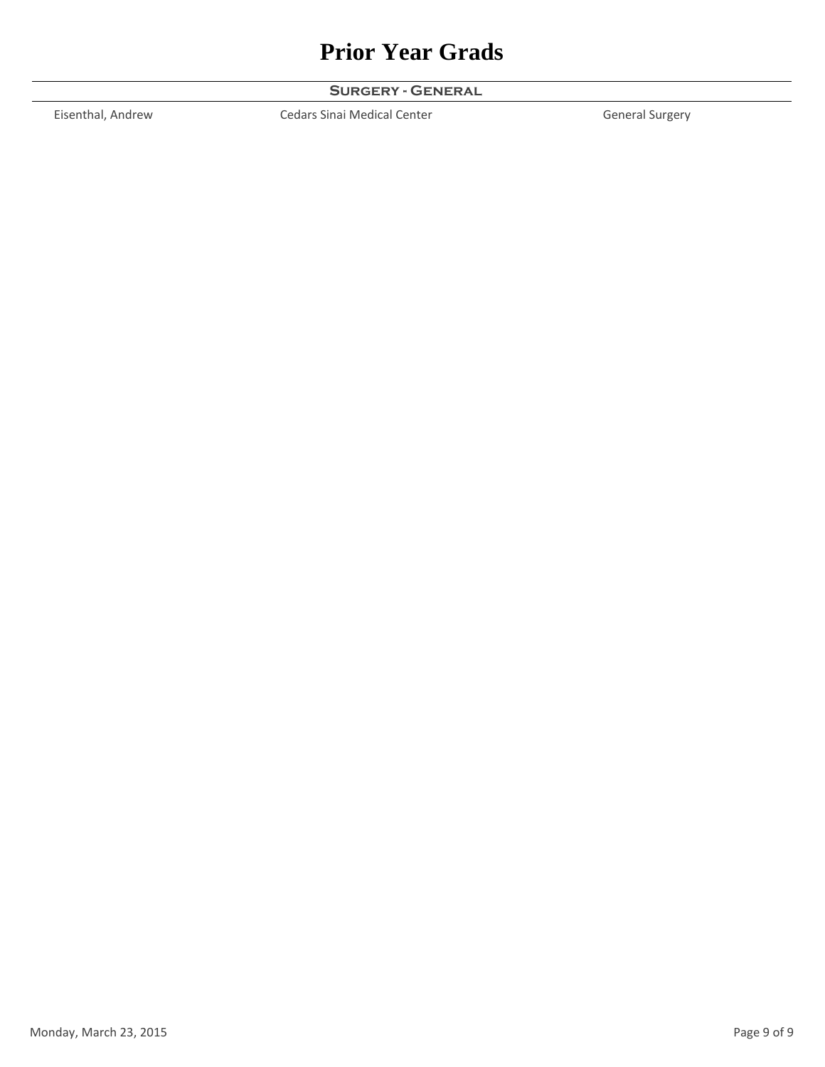# Prior Year Grads

## Surgery - General

| | | |
|---|---|---|
| Eisenthal, Andrew | Cedars Sinai Medical Center | General Surgery |